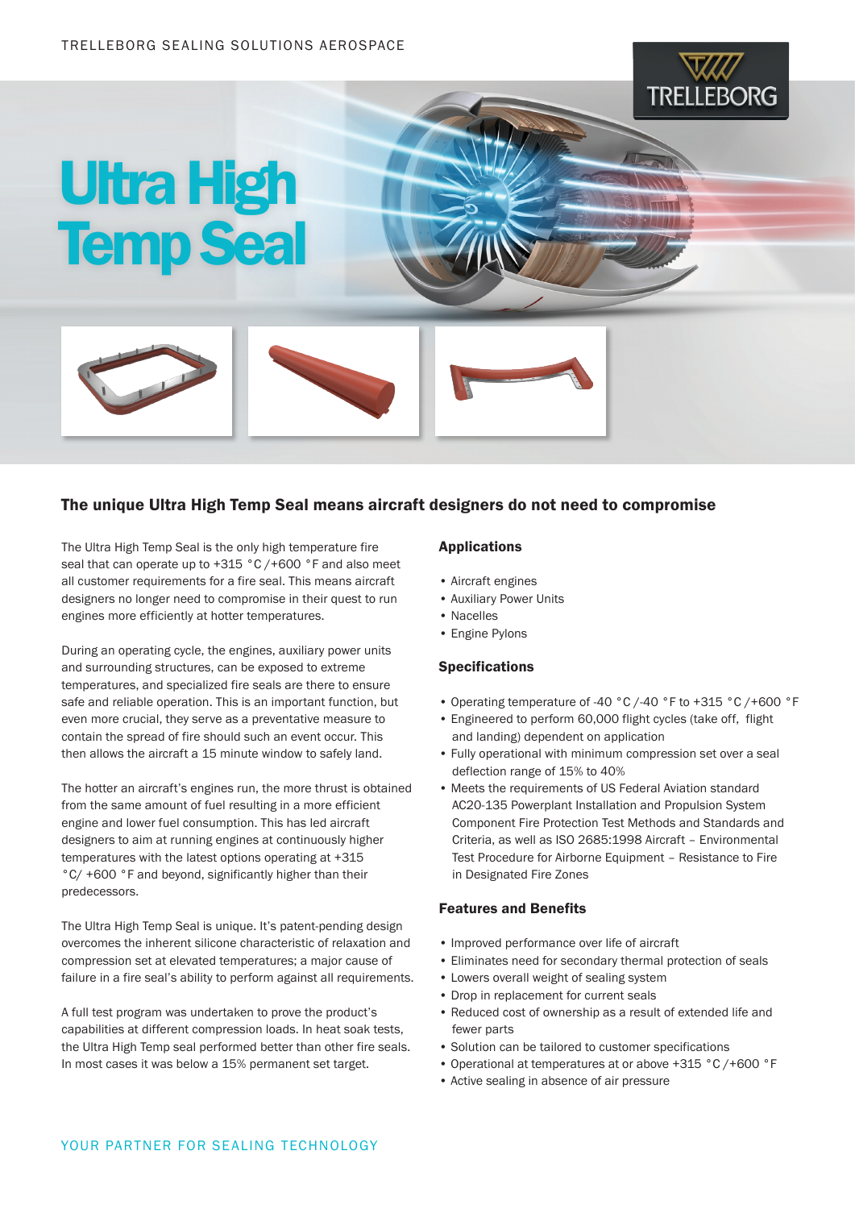TRELLEBORG SEALING SOLUTIONS AEROSPACE

# Ultra High Temp Seal

## The unique Ultra High Temp Seal means aircraft designers do not need to compromise

The Ultra High Temp Seal is the only high temperature fire seal that can operate up to +315 °C /+600 °F and also meet all customer requirements for a fire seal. This means aircraft designers no longer need to compromise in their quest to run engines more efficiently at hotter temperatures.

During an operating cycle, the engines, auxiliary power units and surrounding structures, can be exposed to extreme temperatures, and specialized fire seals are there to ensure safe and reliable operation. This is an important function, but even more crucial, they serve as a preventative measure to contain the spread of fire should such an event occur. This then allows the aircraft a 15 minute window to safely land.

The hotter an aircraft's engines run, the more thrust is obtained from the same amount of fuel resulting in a more efficient engine and lower fuel consumption. This has led aircraft designers to aim at running engines at continuously higher temperatures with the latest options operating at +315 °C/ +600 °F and beyond, significantly higher than their predecessors.

The Ultra High Temp Seal is unique. It's patent-pending design overcomes the inherent silicone characteristic of relaxation and compression set at elevated temperatures; a major cause of failure in a fire seal's ability to perform against all requirements.

A full test program was undertaken to prove the product's capabilities at different compression loads. In heat soak tests, the Ultra High Temp seal performed better than other fire seals. In most cases it was below a 15% permanent set target.

### Applications

- Aircraft engines
- Auxiliary Power Units
- Nacelles
- Engine Pylons

### Specifications

- Operating temperature of -40 °C /-40 °F to +315 °C /+600 °F
- Engineered to perform 60,000 flight cycles (take off, flight and landing) dependent on application
- Fully operational with minimum compression set over a seal deflection range of 15% to 40%
- Meets the requirements of US Federal Aviation standard AC20-135 Powerplant Installation and Propulsion System Component Fire Protection Test Methods and Standards and Criteria, as well as ISO 2685:1998 Aircraft – Environmental Test Procedure for Airborne Equipment – Resistance to Fire in Designated Fire Zones

### Features and Benefits

- Improved performance over life of aircraft
- Eliminates need for secondary thermal protection of seals
- Lowers overall weight of sealing system
- Drop in replacement for current seals
- Reduced cost of ownership as a result of extended life and fewer parts
- Solution can be tailored to customer specifications
- Operational at temperatures at or above +315 °C /+600 °F
- Active sealing in absence of air pressure

YOUR PARTNER FOR SEALING TECHNOLOGY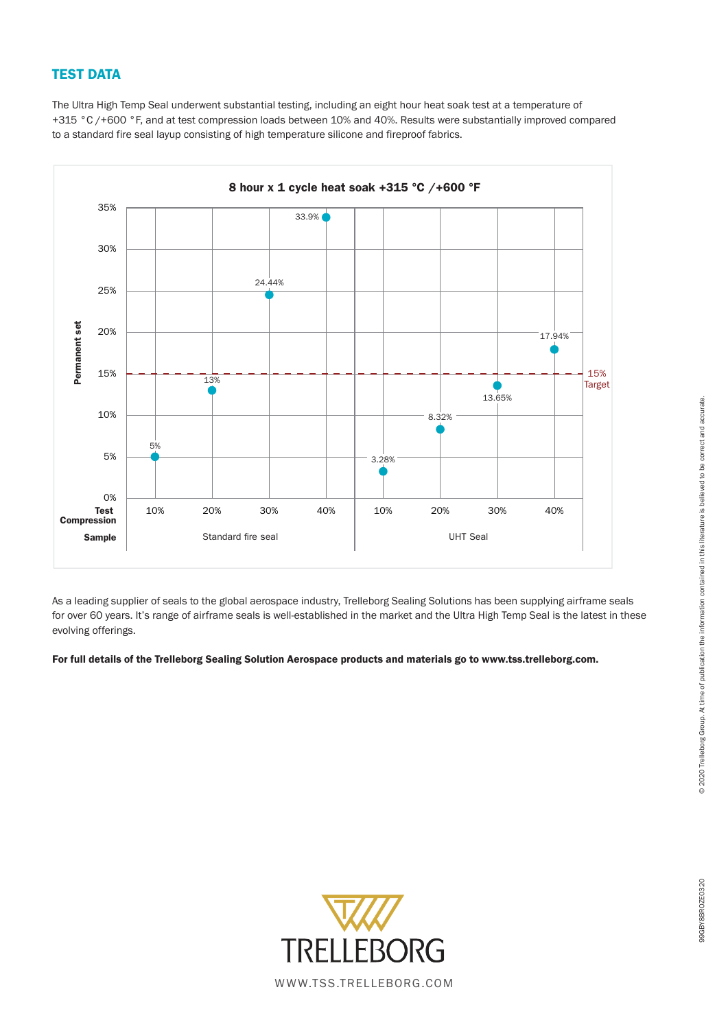## TEST DATA

The Ultra High Temp Seal underwent substantial testing, including an eight hour heat soak test at a temperature of +315 °C /+600 °F, and at test compression loads between 10% and 40%. Results were substantially improved compared to a standard fire seal layup consisting of high temperature silicone and fireproof fabrics.

**8 hour x 1 cycle heat soak +315 °C /+600 °F**

Permanent set

35%
30%
25%
20%
15%
10%
5%
0%

33.9%
24.44%
13%
5%
17.94%
13.65%
8.32%
3.28%

15% Target

**Test Compression** 10% 20% 30% 40% 10% 20% 30% 40%

**Sample** Standard fire seal | UHT Seal

As a leading supplier of seals to the global aerospace industry, Trelleborg Sealing Solutions has been supplying airframe seals for over 60 years. It's range of airframe seals is well-established in the market and the Ultra High Temp Seal is the latest in these evolving offerings.

**For full details of the Trelleborg Sealing Solution Aerospace products and materials go to www.tss.trelleborg.com.**

© 2020 Trelleborg Group. At time of publication the information contained in this literature is believed to be correct and accurate.

99GBY8BROZE0320

TRELLEBORG

WWW.TSS.TRELLEBORG.COM